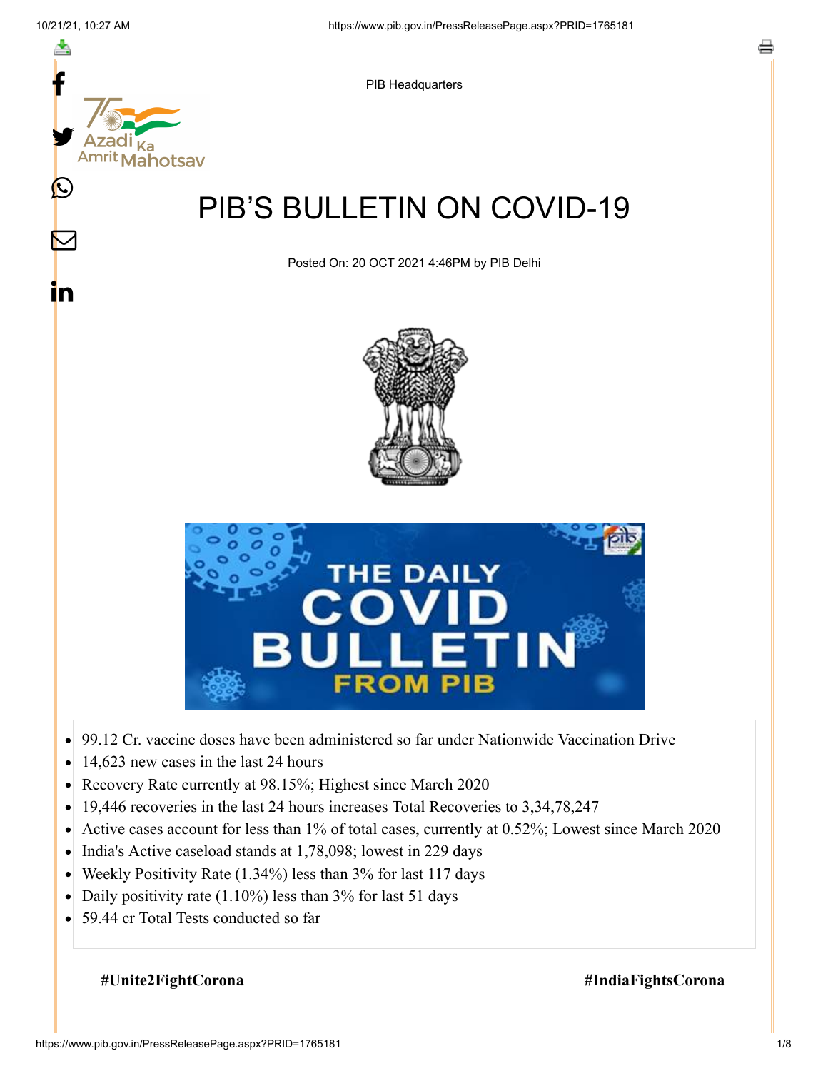PIB Headquarters

# PIB'S BULLETIN ON COVID-19

Posted On: 20 OCT 2021 4:46PM by PIB Delhi

- 99.12 Cr. vaccine doses have been administered so far under Nationwide Vaccination Drive
- 14,623 new cases in the last 24 hours
- Recovery Rate currently at 98.15%; Highest since March 2020
- 19,446 recoveries in the last 24 hours increases Total Recoveries to 3,34,78,247
- Active cases account for less than 1% of total cases, currently at 0.52%; Lowest since March 2020
- India's Active caseload stands at 1,78,098; lowest in 229 days
- Weekly Positivity Rate (1.34%) less than 3% for last 117 days
- Daily positivity rate (1.10%) less than 3% for last 51 days
- 59.44 cr Total Tests conducted so far

**#Unite2FightCorona** **#IndiaFightsCorona**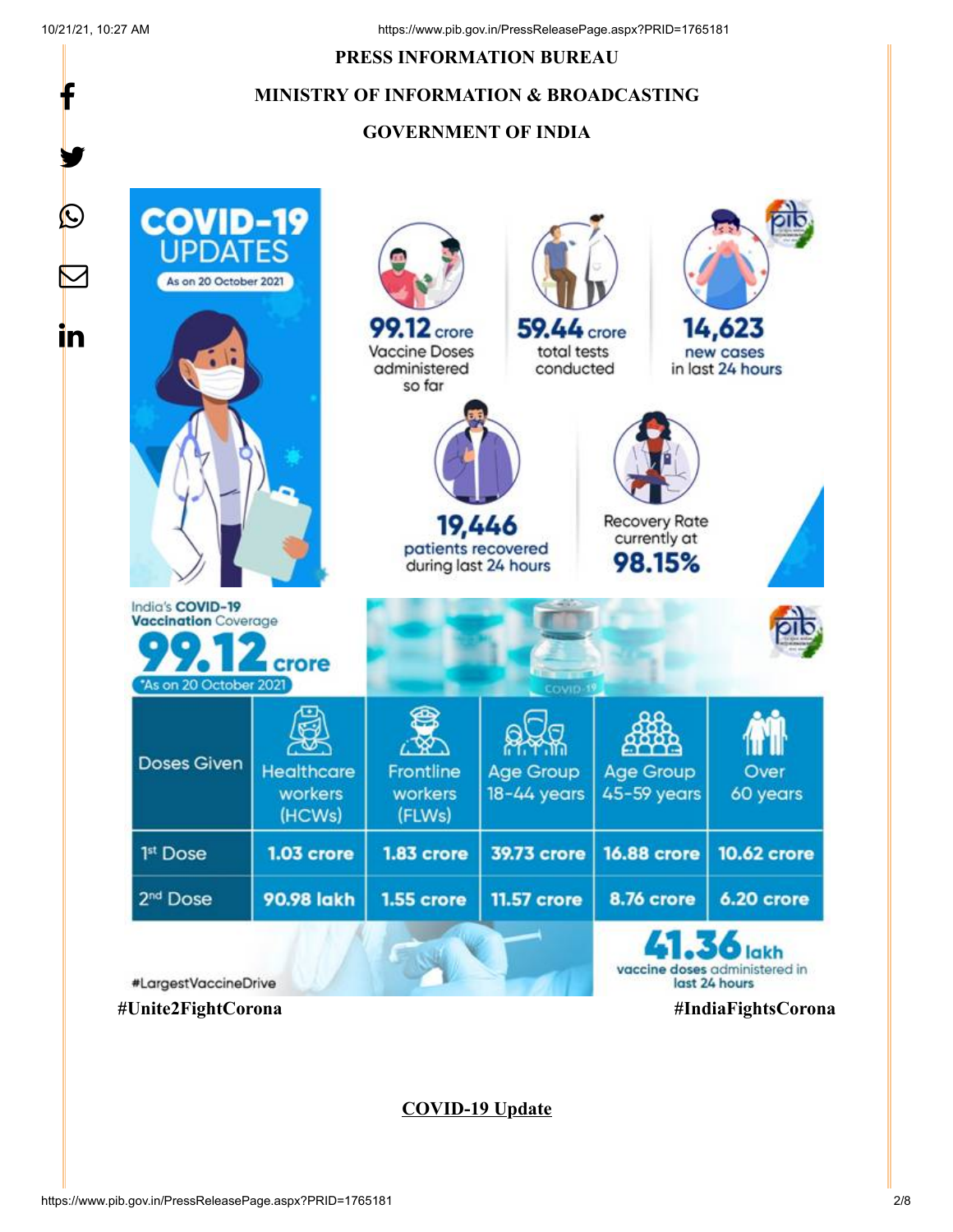PRESS INFORMATION BUREAU

MINISTRY OF INFORMATION & BROADCASTING

GOVERNMENT OF INDIA

**COVID-19 UPDATES**

As on 20 October 2021

**99.12** crore Vaccine Doses administered so far

**59.44** crore total tests conducted

**14,623** new cases in last 24 hours

**19,446** patients recovered during last 24 hours

Recovery Rate currently at **98.15%**

India's **COVID-19 Vaccination** Coverage

**99.12 crore**

*As on 20 October 2021

| Doses Given | Healthcare workers (HCWs) | Frontline workers (FLWs) | Age Group 18-44 years | Age Group 45-59 years | Over 60 years |
|---|---|---|---|---|---|
| 1st Dose | 1.03 crore | 1.83 crore | 39.73 crore | 16.88 crore | 10.62 crore |
| 2nd Dose | 90.98 lakh | 1.55 crore | 11.57 crore | 8.76 crore | 6.20 crore |

**41.36** lakh vaccine doses administered in last 24 hours

#LargestVaccineDrive

#Unite2FightCorona

#IndiaFightsCorona

## COVID-19 Update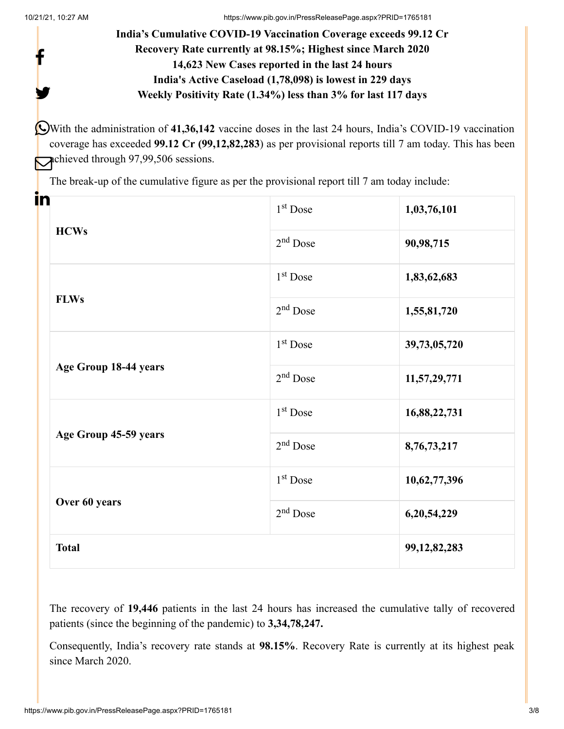**India's Cumulative COVID-19 Vaccination Coverage exceeds 99.12 Cr**

**Recovery Rate currently at 98.15%; Highest since March 2020**

**14,623 New Cases reported in the last 24 hours**

**India's Active Caseload (1,78,098) is lowest in 229 days**

**Weekly Positivity Rate (1.34%) less than 3% for last 117 days**

With the administration of **41,36,142** vaccine doses in the last 24 hours, India's COVID-19 vaccination coverage has exceeded **99.12 Cr (99,12,82,283**) as per provisional reports till 7 am today. This has been achieved through 97,99,506 sessions.

The break-up of the cumulative figure as per the provisional report till 7 am today include:

| | | |
|---|---|---|
| **HCWs** | 1st Dose | **1,03,76,101** |
| | 2nd Dose | **90,98,715** |
| **FLWs** | 1st Dose | **1,83,62,683** |
| | 2nd Dose | **1,55,81,720** |
| **Age Group 18-44 years** | 1st Dose | **39,73,05,720** |
| | 2nd Dose | **11,57,29,771** |
| **Age Group 45-59 years** | 1st Dose | **16,88,22,731** |
| | 2nd Dose | **8,76,73,217** |
| **Over 60 years** | 1st Dose | **10,62,77,396** |
| | 2nd Dose | **6,20,54,229** |
| **Total** | | **99,12,82,283** |

The recovery of **19,446** patients in the last 24 hours has increased the cumulative tally of recovered patients (since the beginning of the pandemic) to **3,34,78,247.**

Consequently, India's recovery rate stands at **98.15%**. Recovery Rate is currently at its highest peak since March 2020.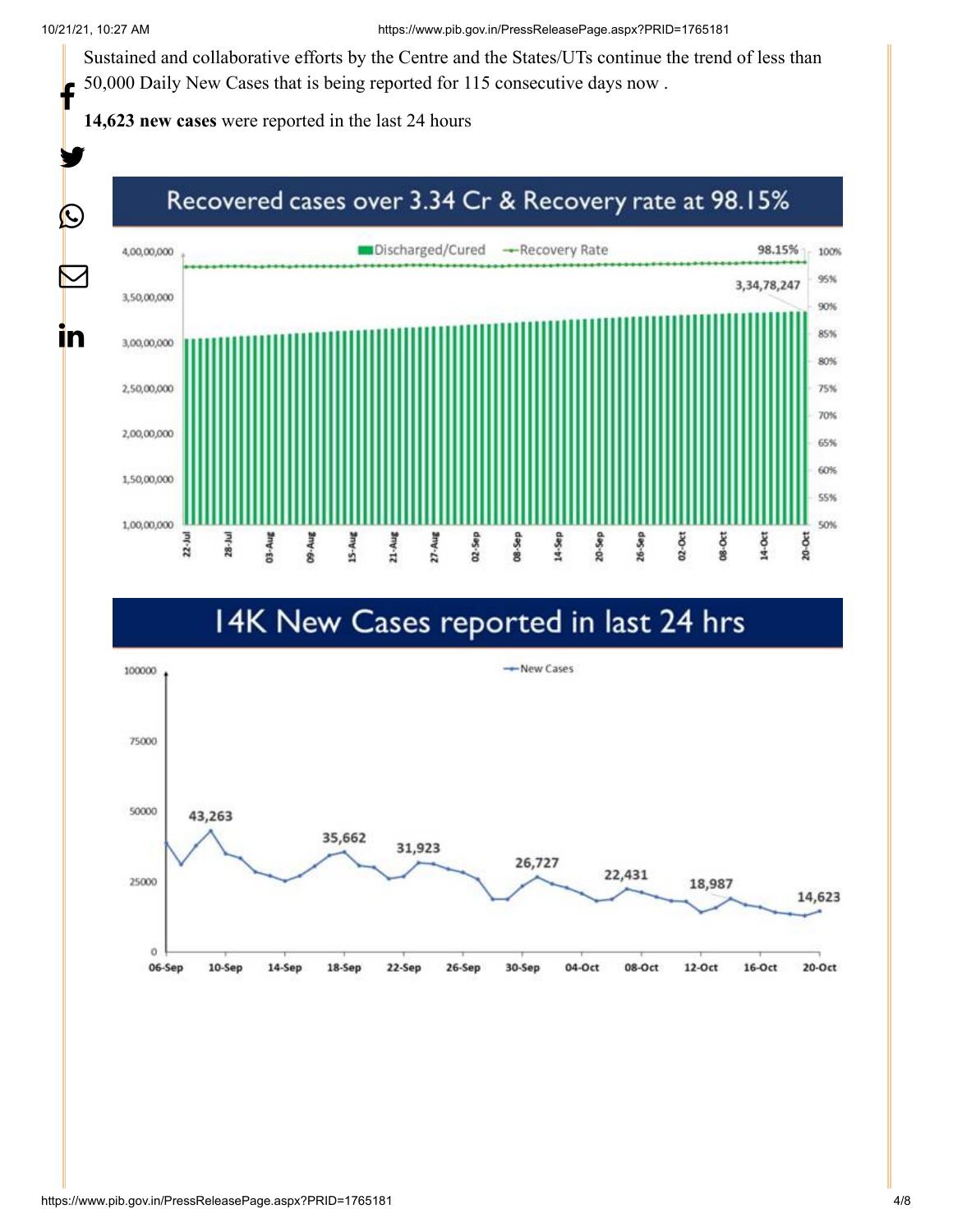Sustained and collaborative efforts by the Centre and the States/UTs continue the trend of less than 50,000 Daily New Cases that is being reported for 115 consecutive days now .

**14,623 new cases** were reported in the last 24 hours

## Recovered cases over 3.34 Cr & Recovery rate at 98.15%

## 14K New Cases reported in last 24 hrs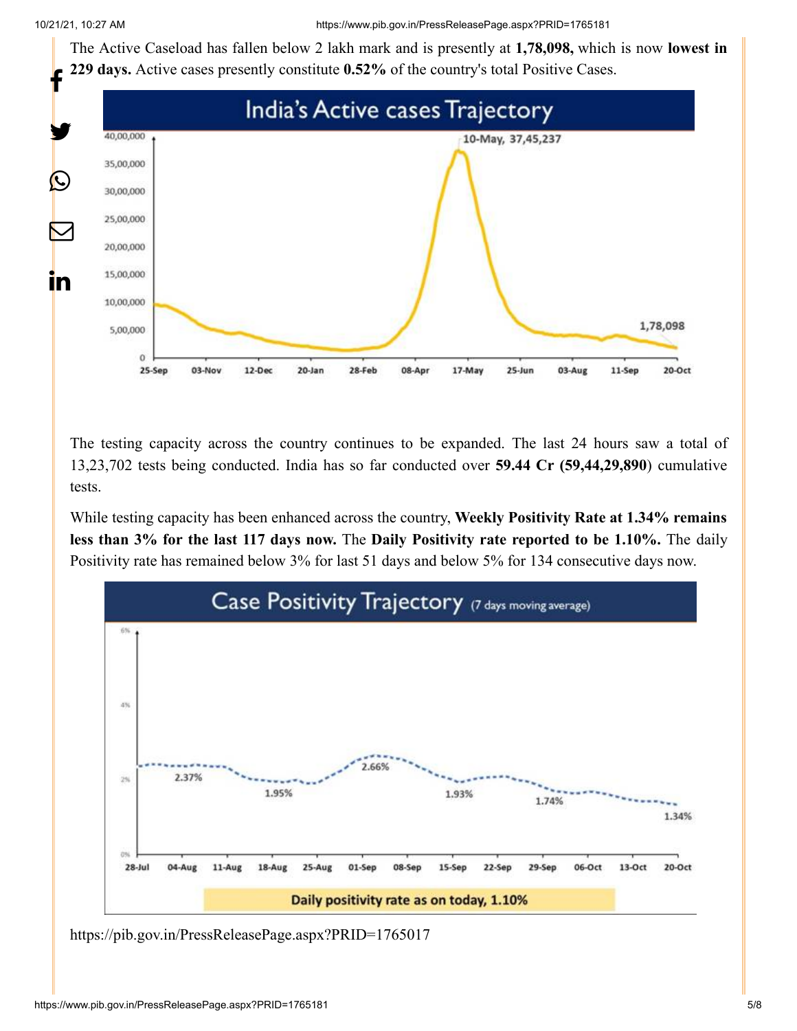The Active Caseload has fallen below 2 lakh mark and is presently at **1,78,098,** which is now **lowest in 229 days.** Active cases presently constitute **0.52%** of the country's total Positive Cases.

The testing capacity across the country continues to be expanded. The last 24 hours saw a total of 13,23,702 tests being conducted. India has so far conducted over **59.44 Cr (59,44,29,890**) cumulative tests.

While testing capacity has been enhanced across the country, **Weekly Positivity Rate at 1.34% remains less than 3% for the last 117 days now.** The **Daily Positivity rate reported to be 1.10%.** The daily Positivity rate has remained below 3% for last 51 days and below 5% for 134 consecutive days now.

https://pib.gov.in/PressReleasePage.aspx?PRID=1765017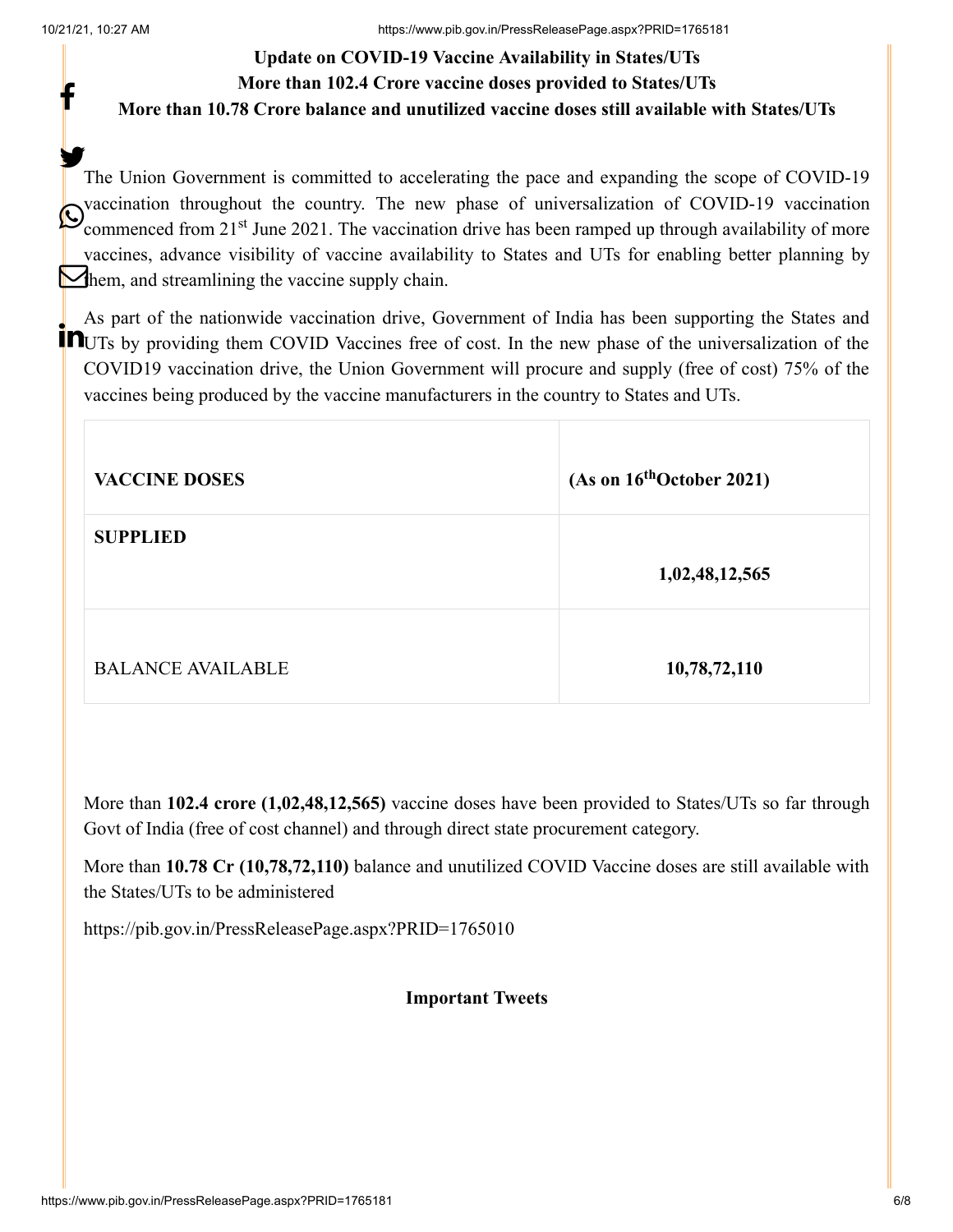**Update on COVID-19 Vaccine Availability in States/UTs**

**More than 102.4 Crore vaccine doses provided to States/UTs**

**More than 10.78 Crore balance and unutilized vaccine doses still available with States/UTs**

The Union Government is committed to accelerating the pace and expanding the scope of COVID-19 vaccination throughout the country. The new phase of universalization of COVID-19 vaccination commenced from 21st June 2021. The vaccination drive has been ramped up through availability of more vaccines, advance visibility of vaccine availability to States and UTs for enabling better planning by them, and streamlining the vaccine supply chain.

As part of the nationwide vaccination drive, Government of India has been supporting the States and UTs by providing them COVID Vaccines free of cost. In the new phase of the universalization of the COVID19 vaccination drive, the Union Government will procure and supply (free of cost) 75% of the vaccines being produced by the vaccine manufacturers in the country to States and UTs.

| VACCINE DOSES | (As on 16th October 2021) |
|---|---|
| **SUPPLIED** | **1,02,48,12,565** |
| BALANCE AVAILABLE | **10,78,72,110** |

More than **102.4 crore (1,02,48,12,565)** vaccine doses have been provided to States/UTs so far through Govt of India (free of cost channel) and through direct state procurement category.

More than **10.78 Cr (10,78,72,110)** balance and unutilized COVID Vaccine doses are still available with the States/UTs to be administered

https://pib.gov.in/PressReleasePage.aspx?PRID=1765010

**Important Tweets**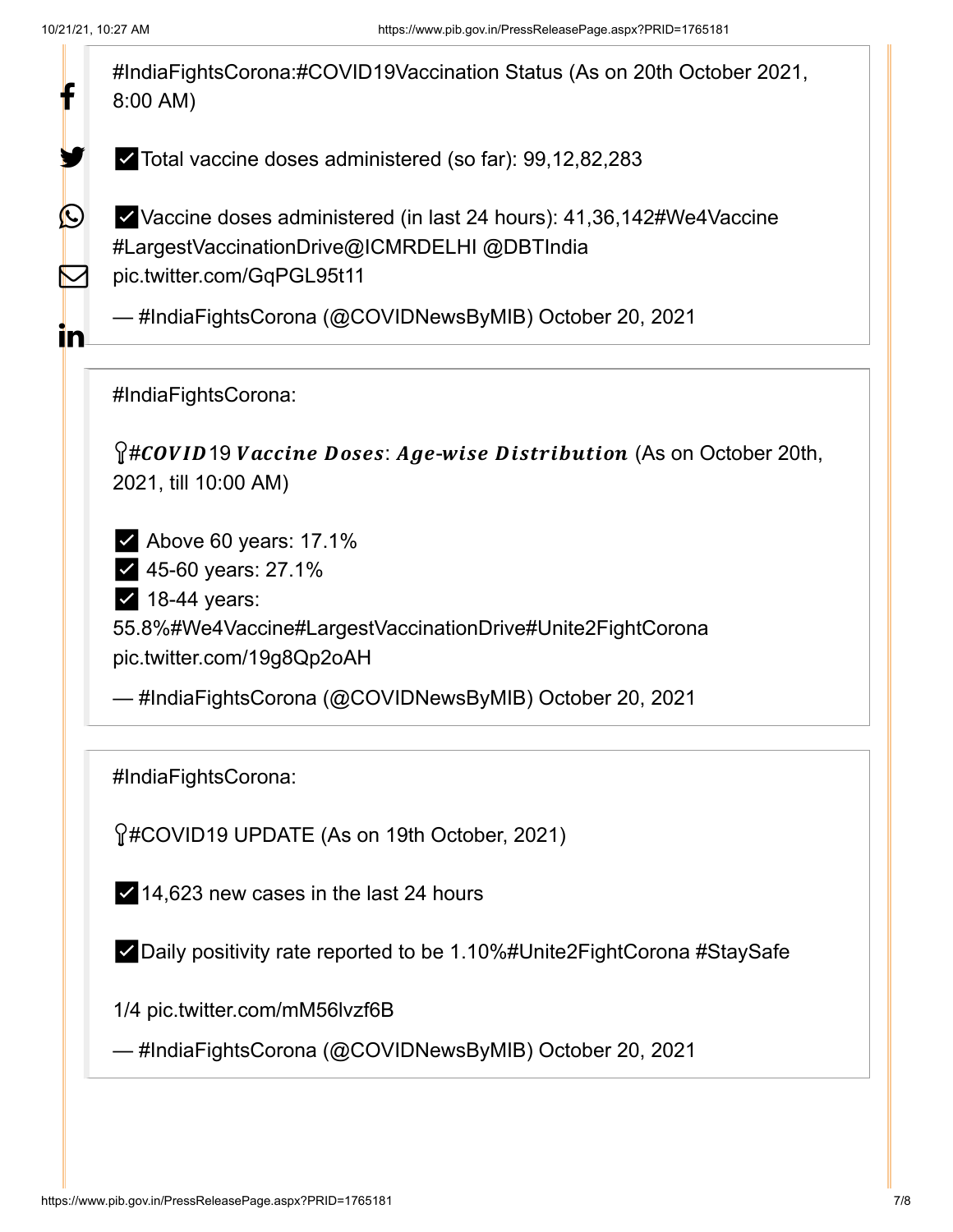#IndiaFightsCorona:#COVID19Vaccination Status (As on 20th October 2021, 8:00 AM)

✅Total vaccine doses administered (so far): 99,12,82,283

✅Vaccine doses administered (in last 24 hours): 41,36,142#We4Vaccine #LargestVaccinationDrive@ICMRDELHI @DBTIndia pic.twitter.com/GqPGL95t11

— #IndiaFightsCorona (@COVIDNewsByMIB) October 20, 2021

#IndiaFightsCorona:

📍***#COVID*19 *Vaccine Doses*: *Age-wise Distribution*** (As on October 20th, 2021, till 10:00 AM)

✅ Above 60 years: 17.1%
✅ 45-60 years: 27.1%
✅ 18-44 years: 55.8%#We4Vaccine#LargestVaccinationDrive#Unite2FightCorona pic.twitter.com/19g8Qp2oAH

— #IndiaFightsCorona (@COVIDNewsByMIB) October 20, 2021

#IndiaFightsCorona:

📍#COVID19 UPDATE (As on 19th October, 2021)

✅14,623 new cases in the last 24 hours

✅Daily positivity rate reported to be 1.10%#Unite2FightCorona #StaySafe

1/4 pic.twitter.com/mM56lvzf6B

— #IndiaFightsCorona (@COVIDNewsByMIB) October 20, 2021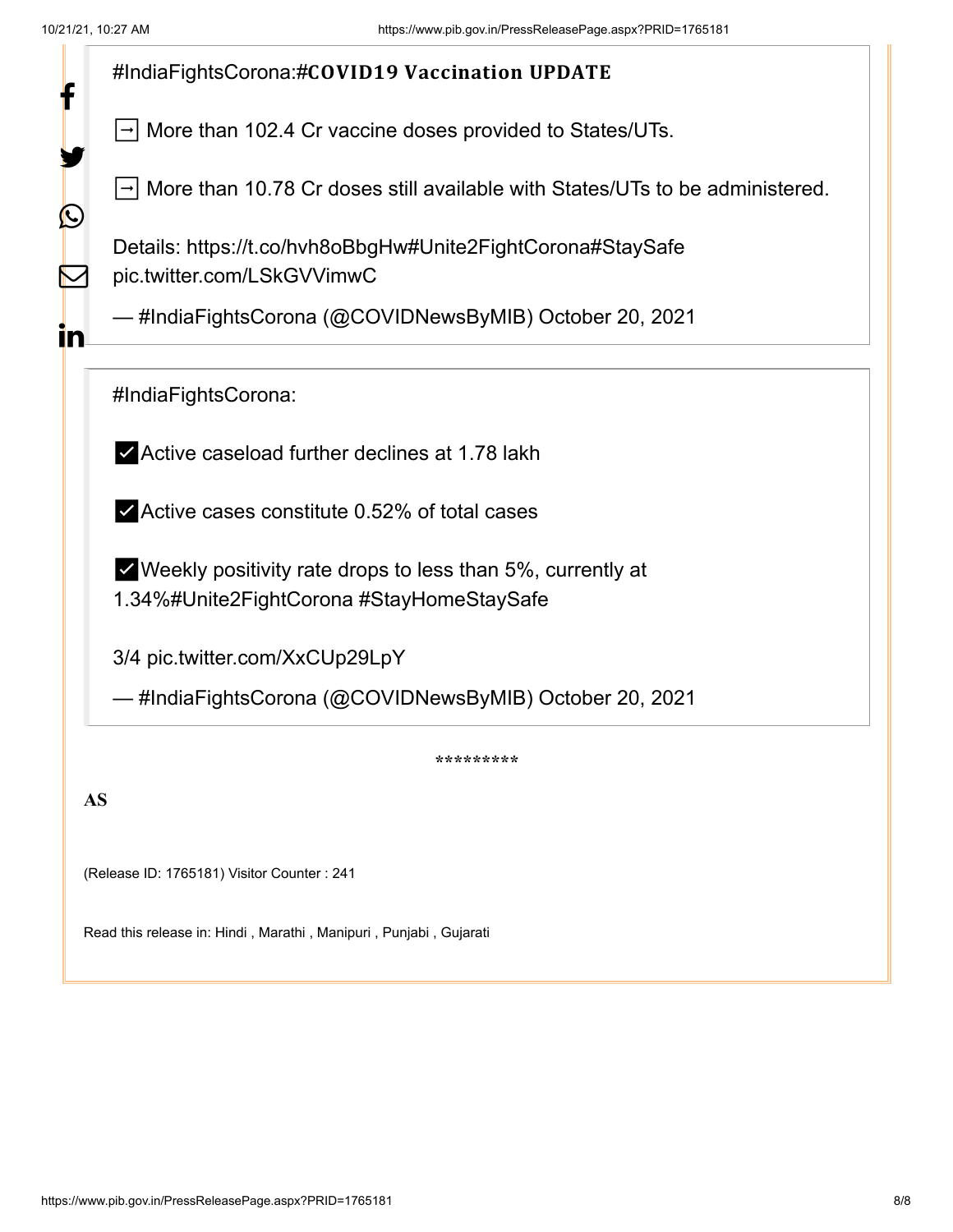#IndiaFightsCorona:**#COVID19 Vaccination UPDATE**

→ More than 102.4 Cr vaccine doses provided to States/UTs.

→ More than 10.78 Cr doses still available with States/UTs to be administered.

Details: https://t.co/hvh8oBbgHw#Unite2FightCorona#StaySafe pic.twitter.com/LSkGVVimwC

— #IndiaFightsCorona (@COVIDNewsByMIB) October 20, 2021

#IndiaFightsCorona:

✅Active caseload further declines at 1.78 lakh

✅Active cases constitute 0.52% of total cases

✅Weekly positivity rate drops to less than 5%, currently at 1.34%#Unite2FightCorona #StayHomeStaySafe

3/4 pic.twitter.com/XxCUp29LpY

— #IndiaFightsCorona (@COVIDNewsByMIB) October 20, 2021

*********

**AS**

(Release ID: 1765181) Visitor Counter : 241

Read this release in: Hindi , Marathi , Manipuri , Punjabi , Gujarati